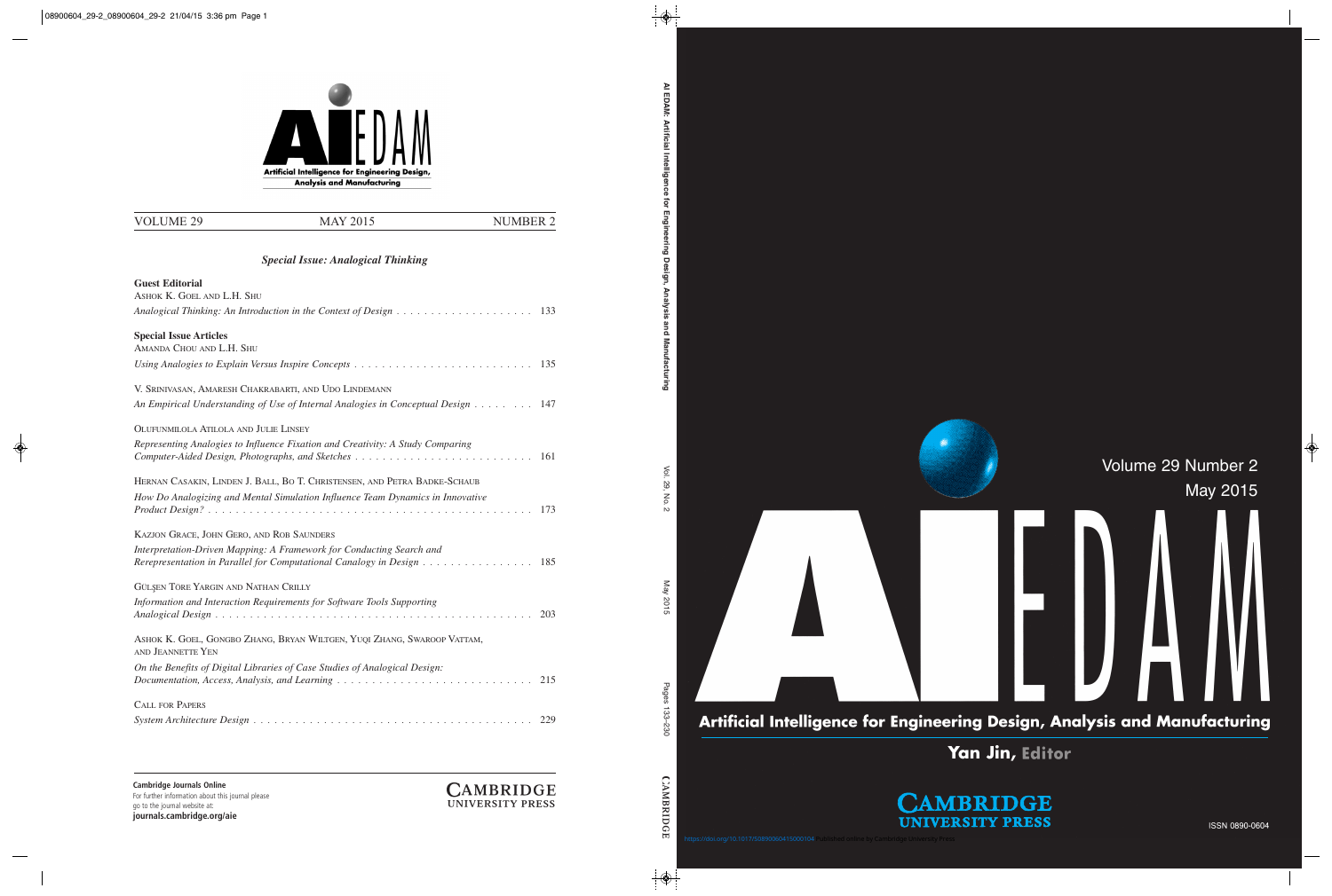# AIEDAM

**Artificial Intelligence for Engineering Design, Analysis and Manufacturing**

VOLUME 29 | MAY 2015 | NUMBER 2

*Special Issue: Analogical Thinking*

**Guest Editorial**

ASHOK K. GOEL AND L.H. SHU

*Analogical Thinking: An Introduction in the Context of Design* . . . . . . . . . . . . . . . . . . . . 133

**Special Issue Articles**

AMANDA CHOU AND L.H. SHU

*Using Analogies to Explain Versus Inspire Concepts* . . . . . . . . . . . . . . . . . . . . . . . . . . 135

V. SRINIVASAN, AMARESH CHAKRABARTI, AND UDO LINDEMANN

*An Empirical Understanding of Use of Internal Analogies in Conceptual Design* . . . . . . . . 147

OLUFUNMILOLA ATILOLA AND JULIE LINSEY

*Representing Analogies to Influence Fixation and Creativity: A Study Comparing Computer-Aided Design, Photographs, and Sketches* . . . . . . . . . . . . . . . . . . . . . . . . . . 161

HERNAN CASAKIN, LINDEN J. BALL, BO T. CHRISTENSEN, AND PETRA BADKE-SCHAUB

*How Do Analogizing and Mental Simulation Influence Team Dynamics in Innovative Product Design?* . . . . . . . . . . . . . . . . . . . . . . . . . . . . . . . . . . . . . . . . . . . . . 173

KAZJON GRACE, JOHN GERO, AND ROB SAUNDERS

*Interpretation-Driven Mapping: A Framework for Conducting Search and Rerepresentation in Parallel for Computational Canalogy in Design* . . . . . . . . . . . . . . . . 185

GÜLŞEN TÖRE YARGIN AND NATHAN CRILLY

*Information and Interaction Requirements for Software Tools Supporting Analogical Design* . . . . . . . . . . . . . . . . . . . . . . . . . . . . . . . . . . . . . . . . . . . . . . . 203

ASHOK K. GOEL, GONGBO ZHANG, BRYAN WILTGEN, YUQI ZHANG, SWAROOP VATTAM, AND JEANNETTE YEN

*On the Benefits of Digital Libraries of Case Studies of Analogical Design: Documentation, Access, Analysis, and Learning* . . . . . . . . . . . . . . . . . . . . . . . . . . . . 215

CALL FOR PAPERS

*System Architecture Design* . . . . . . . . . . . . . . . . . . . . . . . . . . . . . . . . . . . . . . . . . 229

**Cambridge Journals Online**
For further information about this journal please go to the journal website at:
**journals.cambridge.org/aie**

CAMBRIDGE UNIVERSITY PRESS

AI EDAM: Artificial Intelligence for Engineering Design, Analysis and Manufacturing

Vol. 29, No. 2 | May 2015 | Pages 133–230

CAMBRIDGE

Volume 29 Number 2
May 2015

# AIEDAM

**Artificial Intelligence for Engineering Design, Analysis and Manufacturing**

**Yan Jin, Editor**

CAMBRIDGE UNIVERSITY PRESS

ISSN 0890-0604

https://doi.org/10.1017/S0890060415000104 Published online by Cambridge University Press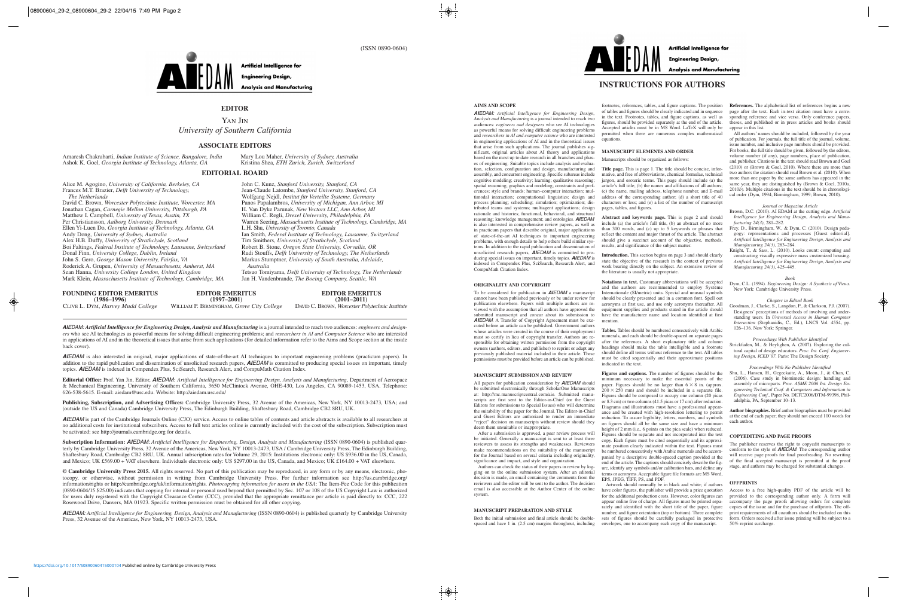(ISSN 0890-0604)

Artificial Intelligence for Engineering Design, Analysis and Manufacturing

## EDITOR

Yan Jin
*University of Southern California*

## ASSOCIATE EDITORS

Amaresh Chakrabarti, *Indian Institute of Science, Bangalore, India*
Ashok K. Goel, *Georgia Institute of Technology, Atlanta, GA*
Mary Lou Maher, *University of Sydney, Australia*
Kristina Shea, *ETH Zurich, Zurich, Switzerland*

## EDITORIAL BOARD

Alice M. Agogino, *University of California, Berkeley, CA*
Frances M.T. Brazier, *Delft University of Technology, The Netherlands*
David C. Brown, *Worcester Polytechnic Institute, Worcester, MA*
Jonathan Cagan, *Carnegie Mellon University, Pittsburgh, PA*
Matthew I. Campbell, *University of Texas, Austin, TX*
Per Christiansson, *Aalborg University, Denmark*
Ellen Yi-Luen Do, *Georgia Institute of Technology, Atlanta, GA*
Andy Dong, *University of Sydney, Australia*
Alex H.B. Duffy, *University of Strathclyde, Scotland*
Boi Faltings, *Federal Institute of Technology, Lausanne, Switzerland*
Donal Finn, *University College, Dublin, Ireland*
John S. Gero, *George Mason University, Fairfax, VA*
Roderick A. Grupen, *University of Massachusetts, Amherst, MA*
Sean Hanna, *University College London, United Kingdom*
Mark Klein, *Massachusetts Institute of Technology, Cambridge, MA*
John C. Kunz, *Stanford University, Stanford, CA*
Jean-Claude Latombe, *Stanford University, Stanford, CA*
Wolfgang Nejdl, *Institut für Verteilte Systeme, Germany*
Panos Papalambros, *University of Michigan, Ann Arbor, MI*
H. Van Dyke Parunak, *New Vectors LLC, Ann Arbor, MI*
William C. Regli, *Drexel University, Philadelphia, PA*
Warren Seering, *Massachusetts Institute of Technology, Cambridge, MA*
L.H. Shu, *University of Toronto, Canada*
Ian Smith, *Federal Institute of Technology, Lausanne, Switzerland*
Tim Smithers, *University of Strathclyde, Scotland*
Robert B. Stone, *Oregon State University, Corvallis, OR*
Rudi Stouffs, *Delft University of Technology, The Netherlands*
Markus Stumptner, *University of South Australia, Adelaide, Australia*
Tetsuo Tomiyama, *Delft University of Technology, The Netherlands*
Jan H. Vandenbrande, *The Boeing Company, Seattle, WA*

**FOUNDING EDITOR EMERITUS (1986–1996)**
Clive L. Dym, *Harvey Mudd College*

**EDITOR EMERITUS (1997–2001)**
William P. Birmingham, *Grove City College*

**EDITOR EMERITUS (2001–2011)**
David C. Brown, *Worcester Polytechnic Institute*

***AIEDAM: Artificial Intelligence for Engineering Design, Analysis and Manufacturing*** is a journal intended to reach two audiences: *engineers and designers* who see AI technologies as powerful means for solving difficult engineering problems; and *researchers in AI and Computer Science* who are interested in applications of AI and in the theoretical issues that arise from such applications (for detailed information refer to the Aims and Scope section at the inside back cover).

***AIEDAM*** is also interested in original, major applications of state-of-the-art AI techniques to important engineering problems (practicum papers). In addition to the rapid publication and dissemination of unsolicited research papers, ***AIEDAM*** is committed to producing special issues on important, timely topics. ***AIEDAM*** is indexed in Compendex Plus, SciSearch, Research Alert, and CompuMath Citation Index.

**Editorial Office:** Prof. Yan Jin, Editor, ***AIEDAM:*** *Artificial Intelligence for Engineering Design, Analysis and Manufacturing*, Department of Aerospace & Mechanical Engineering, University of Southern California, 3650 McClintock Avenue, OHE-430, Los Angeles, CA 90089-1453, USA. Telephone: 626-538-5615. E-mail: aiedam@usc.edu. Website: http://aiedam.usc.edu/

**Publishing, Subscription, and Advertising Offices:** Cambridge University Press, 32 Avenue of the Americas, New York, NY 10013-2473, USA; and (outside the US and Canada) Cambridge University Press, The Edinburgh Building, Shaftesbury Road, Cambridge CB2 8RU, UK.

***AIEDAM*** is part of the Cambridge Journals Online (CJO) service. Access to online tables of contents and article abstracts is available to all researchers at no additional costs for institutional subscribers. Access to full text articles online is currently included with the cost of the subscription. Subscription must be activated; see http://journals.cambridge.org for details.

**Subscription Information:** ***AIEDAM:*** *Artificial Intelligence for Engineering, Design, Analysis and Manufacturing* (ISSN 0890-0604) is published quarterly by Cambridge University Press, 32 Avenue of the Americas, New York, NY 10013-2473, USA / Cambridge University Press, The Edinburgh Building, Shaftesbury Road, Cambridge CB2 8RU, UK. Annual subscription rates for Volume 29, 2015: Institutions electronic only: US $936.00 in the US, Canada, and Mexico; UK £569.00 + VAT elsewhere. Individuals electronic only: US $297.00 in the US, Canada, and Mexico; UK £164.00 + VAT elsewhere.

**© Cambridge University Press 2015.** All rights reserved. No part of this publication may be reproduced, in any form or by any means, electronic, photocopy, or otherwise, without permission in writing from Cambridge University Press. For further information see http://us.cambridge.org/information/rights or http://cambridge.org/uk/information/rights. *Photocopying information for users in the USA:* The Item-Fee Code for this publication (0890-0604/15 $25.00) indicates that copying for internal or personal used beyond that permitted by Sec. 107 or 108 of the US Copyright Law is authorized for users duly registered with the Copyright Clearance Center (CCC), provided that the appropriate remittance per article is paid directly to: CCC, 222 Rosewood Drive, Danvers, MA 01923. Specific written permission must be obtained for all other copying.

***AIEDAM:*** *Artificial Intelligence for Engineering, Design, Analysis and Manufacturing* (ISSN 0890-0604) is published quarterly by Cambridge University Press, 32 Avenue of the Americas, New York, NY 10013-2473, USA.

# INSTRUCTIONS FOR AUTHORS

## AIMS AND SCOPE

***AIEDAM:*** *Artificial Intelligence for Engineering Design, Analysis and Manufacturing* is a journal intended to reach two audiences: *engineers and designers* who see AI technologies as powerful means for solving difficult engineering problems and *researchers in AI and computer science* who are interested in engineering applications of AI and in the theoretical issues that arise from such applications. The journal publishes significant, original articles about AI theory and applications based on the most up to date research in all branches and phases of engineering. Suitable topics include analysis and evaluation, selection, configuration and design, manufacturing and assembly, and concurrent engineering. Specific subareas include cognitive modeling; creativity; learning; qualitative reasoning; spatial reasoning; graphics and modeling; constraints and preferences; style and brands; human–computer interaction; multimodal interaction; computational linguistics; design and process planning; scheduling; simulation; optimization; distributed teams and systems; multiagent applications; design rationale and histories; functional, behavioral, and structural reasoning; knowledge management; and ontologies. ***AIEDAM*** is also interested in comprehensive review papers, as well as in practicum papers that describe original, major applications of state-of-the-art AI techniques to important engineering problems, with enough details to help others build similar systems. In addition to the rapid publication and dissemination of unsolicited research papers, ***AIEDAM*** is committed to producing special issues on important, timely topics. ***AIEDAM*** is indexed in Compendex Plus, SciSearch, Research Alert, and CompuMath Citation Index.

## ORIGINALITY AND COPYRIGHT

To be considered for publication in ***AIEDAM*** a manuscript cannot have been published previously or be under review for publication elsewhere. Papers with multiple authors are reviewed with the assumption that all authors have approved the submitted manuscript and concur about its submission to ***AIEDAM***. A Transfer of Copyright Agreement must be executed before an article can be published. Government authors whose articles were created in the course of their employment must so certify in lieu of copyright transfer. Authors are responsible for obtaining written permission from the copyright owners (authors, editors, and publisher) to reprint or adapt any previously published material included in their article. These permissions must be provided before an article can be published.

## MANUSCRIPT SUBMISSION AND REVIEW

All papers for publication consideration by ***AIEDAM*** should be submitted electronically through ScholarOne Manuscripts at: http://mc.manuscriptcentral.com/aie. Submitted manuscripts are first sent to the Editor-in-Chief (or the Guest Editors for submissions to Special Issues) who will determine the suitability of the paper for the Journal. The Editor-in-Chief and Guest Editors are authorized to render an immediate "reject" decision on manuscripts without review should they deem them unsuitable or inappropriate.

After a submission is approved, a peer review process will be initiated. Generally a manuscript is sent to at least three reviewers to assess its strengths and weaknesses. Reviewers make recommendations on the suitability of the manuscript for the Journal based on several criteria including originality, significance and impact, and style and organization.

Authors can check the status of their papers in review by logging on to the online submission system. After an editorial decision is made, an email containing the comments from the reviewers and the editor will be sent to the author. The decision email is also accessible at the Author Center of the online system.

## MANUSCRIPT PREPARATION AND STYLE

Both the initial submission and final article should be double-spaced and have 1 in. (2.5 cm) margins throughout, including footnotes, references, tables, and figure captions. The position of tables and figures should be clearly indicated and in sequence in the text. Footnotes, tables, and figure captions, as well as figures, should be provided separately at the end of the article. Accepted articles must be in MS Word. LaTeX will only be permitted when there are numerous complex mathematical equations.

## MANUSCRIPT ELEMENTS AND ORDER

Manuscripts should be organized as follows:

**Title page.** This is page 1. The title should be concise, informative, and free of abbreviations, chemical formulae, technical jargon, and esoteric terms. This page should include (a) the article's full title; (b) the names and affiliations of all authors; (c) the name, mailing address, telephone number, and E-mail address of the corresponding author; (d) a short title of 40 characters or less; and (e) a list of the number of manuscript pages, tables, and figures.

**Abstract and keywords page.** This is page 2 and should include (a) the article's full title, (b) an abstract of no more than 300 words, and (c) up to 5 keywords or phrases that reflect the content and major thrust of the article. The abstract should give a succinct account of the objective, methods, results, and significance of the subject matter.

**Introduction.** This section begins on page 3 and should clearly state the objective of the research in the context of previous work bearing directly on the subject. An extensive review of the literature is usually not appropriate.

**Notations in text.** Customary abbreviations will be accepted and the authors are recommended to employ Système International (SI/metric) units. Special and unusual symbols should be clearly presented and in a common font. Spell out acronyms at first use, and use only acronyms thereafter. All equipment supplies and products stated in the article should have the manufacturer name and location identified at first mention.

**Tables.** Tables should be numbered consecutively with Arabic numerals, and each should be double-spaced on separate pages after the references. A short explanatory title and column headings should make the table intelligible and a footnote should define all terms without reference to the text. All tables must be cited sequentially and their approximate positions indicated in the text.

**Figures and captions.** The number of figures should be the minimum necessary to make the essential points of the paper. Figures should be no larger than $6 \times 8$ in. (approx. $200 \times 250$ mm) and should be included in a separate file. Figures should be composed to occupy one column (20 picas or 8.3 cm) or two columns (41.5 picas or 17 cm) after reduction. Diagrams and illustrations must have a professional appearance and be created with high-resolution lettering to permit reduction. To assure legibility, letters, numbers, and symbols on figures should all be the same size and have a minimum height of 2 mm (i.e., 6 points on the pica scale) when reduced. Figures should be separate and not incorporated into the text copy. Each figure must be cited sequentially and its approximate position clearly indicated within the text. Figures must be numbered consecutively with Arabic numerals and be accompanied by a descriptive double-spaced caption provided at the end of the article. The captions should concisely describe the figure, identify any symbols and/or calibration bars, and define any terms or acronyms. Acceptable figure file formats are MS Word, EPS, JPEG, TIFF, PS, and PDF.

Artwork should normally be in black and white; if authors have color figures, the publisher will provide a price quotation for the additional production costs. However, color figures can appear online free of charge. All figures must be printed separately and identified with the short title of the paper, figure number, and figure orientation (top or bottom). Three complete sets of figures should be carefully packaged in protective envelopes, one to accompany each copy of the manuscript.

**References.** The alphabetical list of references begins a new page after the text. Each in-text citation must have a corresponding reference and vice versa. Only conference papers, theses, and published or in press articles and books should appear in this list.

All authors' names should be included, followed by the year of publication. For journals, the full title of the journal, volume, issue number, and inclusive page numbers should be provided. For books, the full title should be given, followed by the editors, volume number (if any), page numbers, place of publication, and publisher. Citations in the text should read Brown and Goel (2010) or (Brown & Goel, 2010). Where there are more than two authors the citation should read Brown et al. (2010). When more than one paper by the same authors has appeared in the same year, they are distinguished by (Brown & Goel, 2010*a*, 2010*b*). Multiple citations in the text should be in chronological order (Dym, 1994; Birmingham, 1999; Brown, 2010).

*Journal or Magazine Article*

Brown, D.C. (2010). AI EDAM at the cutting edge. *Artificial Intelligence for Engineering Design, Analysis and Manufacturing 24(3)*, 281–282.

Frey, D., Birmingham, W., & Dym, C. (2010). Design pedagogy: representations and processes [Guest editorial]. *Artificial Intelligence for Engineering Design, Analysis and Manufacturing 24(3)*, 283–284.

Knight, T., & Sass, L. (2010). Looks count: computing and constructing visually expressive mass customized housing. *Artificial Intelligence for Engineering Design, Analysis and Manufacturing 24(3)*, 425–445.

*Book*

Dym, C.L. (1994). *Engineering Design: A Synthesis of Views.* New York: Cambridge University Press.

*Chapter in Edited Book*

Goodman, J., Clarke, S., Langdon, P., & Clarkson, P.J. (2007). Designers' perceptions of methods of involving and understanding users. In *Universal Access in Human Computer Interaction* (Stephanidis, C., Ed.), LNCS Vol. 4554, pp. 126–136. New York: Springer.

*Proceedings With Publisher Identified*

Strickfaden, M., & Heylighen, A. (2007). Exploring the cultural capital of design educators. *Proc. Int. Conf. Engineering Design, ICED'07.* Paris: The Design Society.

*Proceedings With No Publisher Identified*

Shu, L., Hansen, H., Gegeckaite, A., Moon, J., & Chan, C. (2006). Case study in biomimetic design: handling and assembly of microparts. *Proc. ASME 2006 Int. Design Engineering Technical Conf. & Computers and Information in Engineering Conf.*, Paper No. DETC2006/DTM-99398, Philadelphia, PA, September 10–13.

**Author biographies.** Brief author biographies must be provided at the end of each paper; they should not exceed 100 words for each author.

## COPYEDITING AND PAGE PROOFS

The publisher reserves the right to copyedit manuscripts to conform to the style of ***AIEDAM***. The corresponding author will receive page proofs for final proofreading. No rewriting of the final accepted manuscript is permitted at the proof stage, and authors may be charged for substantial changes.

## OFFPRINTS

Access to a free high-quality PDF of the article will be provided to the corresponding author only. A form will accompany the page proofs allowing orders for complete copies of the issue and for the purchase of offprints. The offprint requirements of all coauthors should be included on this form. Orders received after issue printing will be subject to a 50% reprint surcharge.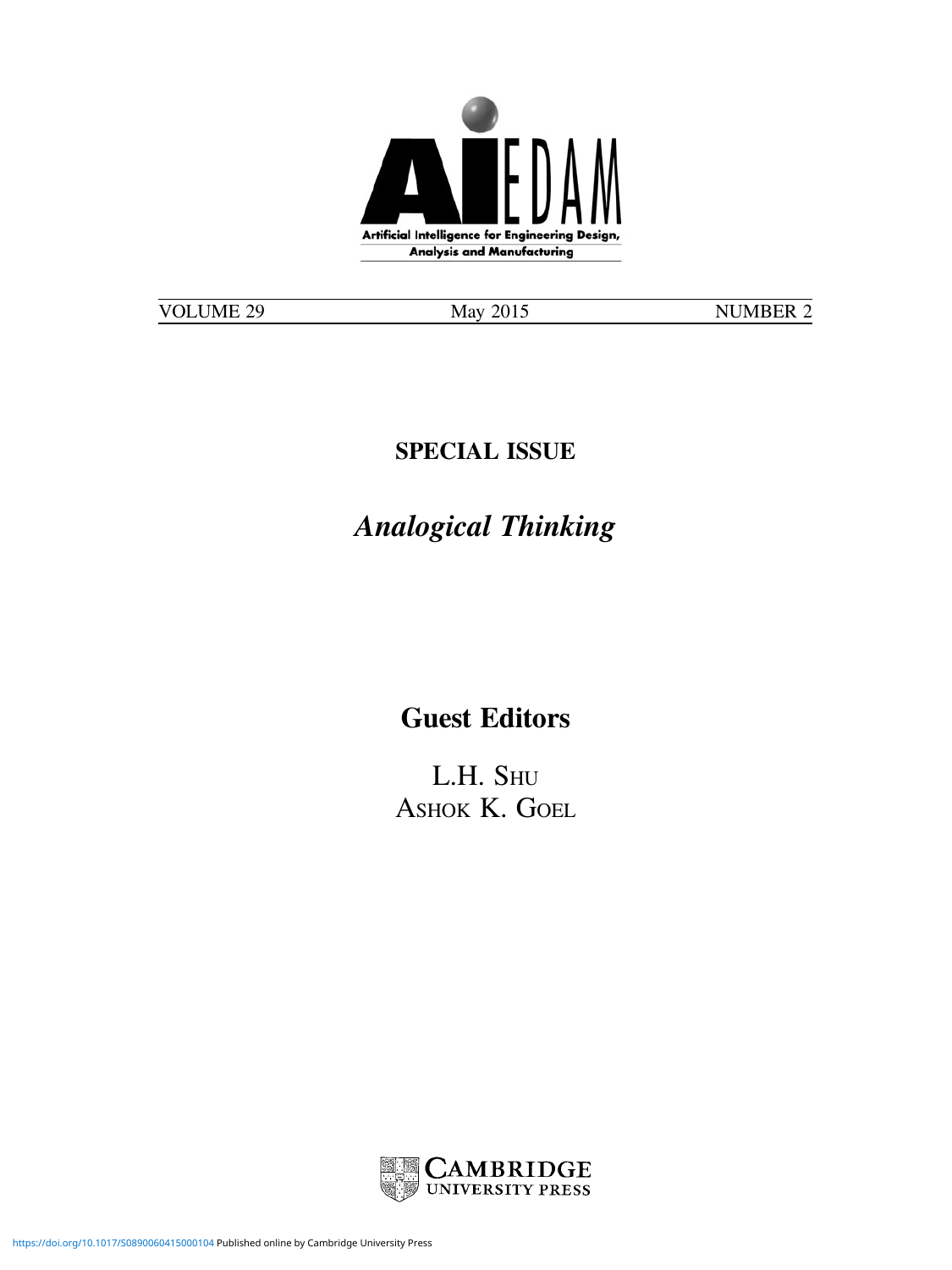Artificial Intelligence for Engineering Design, Analysis and Manufacturing

VOLUME 29 May 2015 NUMBER 2

## SPECIAL ISSUE

# *Analogical Thinking*

## Guest Editors

L.H. Shu
Ashok K. Goel

Cambridge University Press

https://doi.org/10.1017/S0890060415000104 Published online by Cambridge University Press